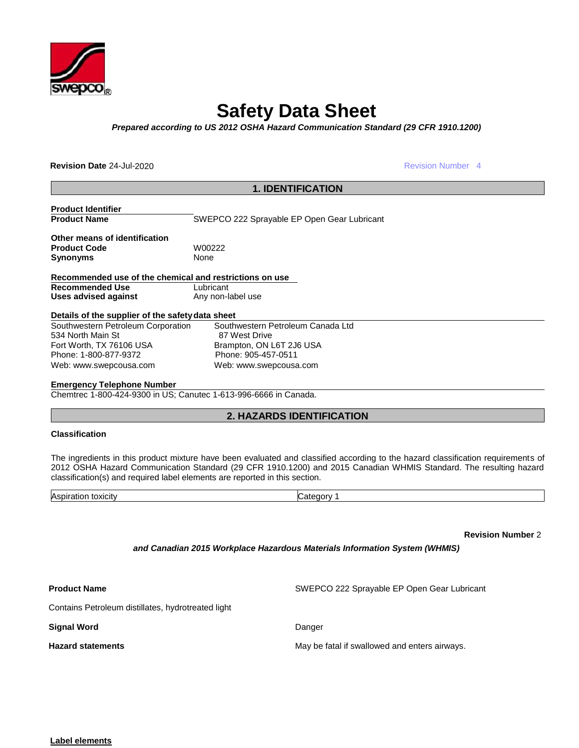# Safety Data Sheet

***Prepared according to US 2012 OSHA Hazard Communication Standard (29 CFR 1910.1200)***

**Revision Date** 24-Jul-2020 Revision Number 4

## 1. IDENTIFICATION

**Product Identifier**

| | |
|---|---|
| **Product Name** | SWEPCO 222 Sprayable EP Open Gear Lubricant |

**Other means of identification**

| | |
|---|---|
| **Product Code** | W00222 |
| **Synonyms** | None |

**Recommended use of the chemical and restrictions on use**

| | |
|---|---|
| **Recommended Use** | Lubricant |
| **Uses advised against** | Any non-label use |

**Details of the supplier of the safety data sheet**

| | |
|---|---|
| Southwestern Petroleum Corporation | Southwestern Petroleum Canada Ltd |
| 534 North Main St | 87 West Drive |
| Fort Worth, TX 76106 USA | Brampton, ON L6T 2J6 USA |
| Phone: 1-800-877-9372 | Phone: 905-457-0511 |
| Web: www.swepcousa.com | Web: www.swepcousa.com |

**Emergency Telephone Number**

Chemtrec 1-800-424-9300 in US; Canutec 1-613-996-6666 in Canada.

## 2. HAZARDS IDENTIFICATION

**Classification**

The ingredients in this product mixture have been evaluated and classified according to the hazard classification requirements of 2012 OSHA Hazard Communication Standard (29 CFR 1910.1200) and 2015 Canadian WHMIS Standard. The resulting hazard classification(s) and required label elements are reported in this section.

| | |
|---|---|
| Aspiration toxicity | Category 1 |

**Revision Number** 2

***and Canadian 2015 Workplace Hazardous Materials Information System (WHMIS)***

| | |
|---|---|
| **Product Name** | SWEPCO 222 Sprayable EP Open Gear Lubricant |

Contains Petroleum distillates, hydrotreated light

| | |
|---|---|
| **Signal Word** | Danger |
| **Hazard statements** | May be fatal if swallowed and enters airways. |

**Label elements**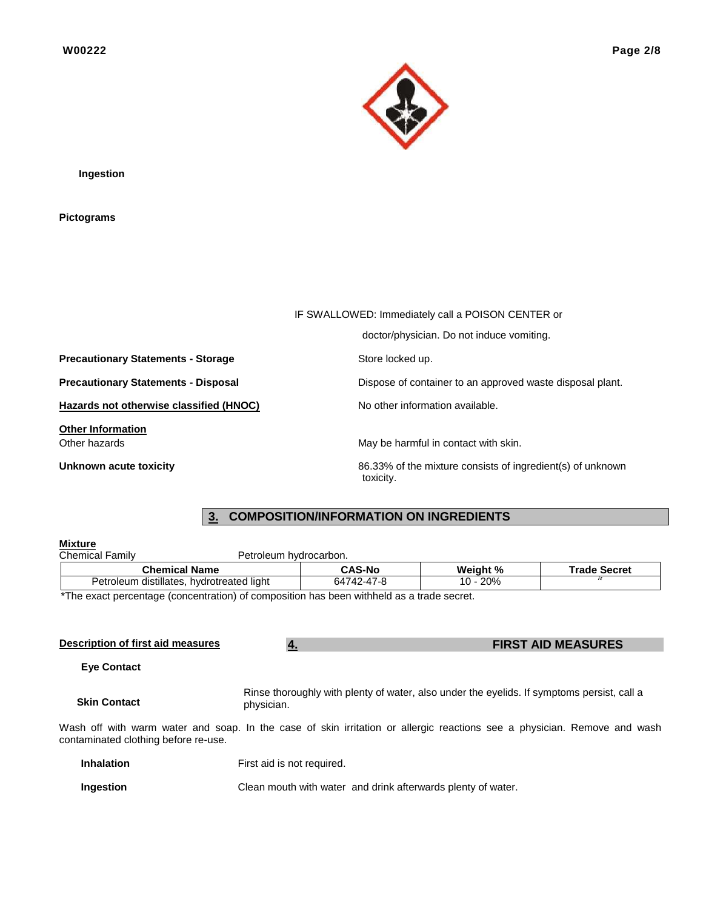**Ingestion**

**Pictograms**

IF SWALLOWED: Immediately call a POISON CENTER or doctor/physician. Do not induce vomiting.

**Precautionary Statements - Storage** Store locked up.

**Precautionary Statements - Disposal** Dispose of container to an approved waste disposal plant.

**Hazards not otherwise classified (HNOC)** No other information available.

**Other Information**

Other hazards May be harmful in contact with skin.

**Unknown acute toxicity** 86.33% of the mixture consists of ingredient(s) of unknown toxicity.

## 3. COMPOSITION/INFORMATION ON INGREDIENTS

**Mixture**

Chemical Family Petroleum hydrocarbon.

| Chemical Name | CAS-No | Weight % | Trade Secret |
|---|---|---|---|
| Petroleum distillates, hydrotreated light | 64742-47-8 | 10 - 20% | " |

*The exact percentage (concentration) of composition has been withheld as a trade secret.

## 4. FIRST AID MEASURES

**Description of first aid measures**

**Eye Contact** Rinse thoroughly with plenty of water, also under the eyelids. If symptoms persist, call a physician.

**Skin Contact** Wash off with warm water and soap. In the case of skin irritation or allergic reactions see a physician. Remove and wash contaminated clothing before re-use.

**Inhalation** First aid is not required.

**Ingestion** Clean mouth with water and drink afterwards plenty of water.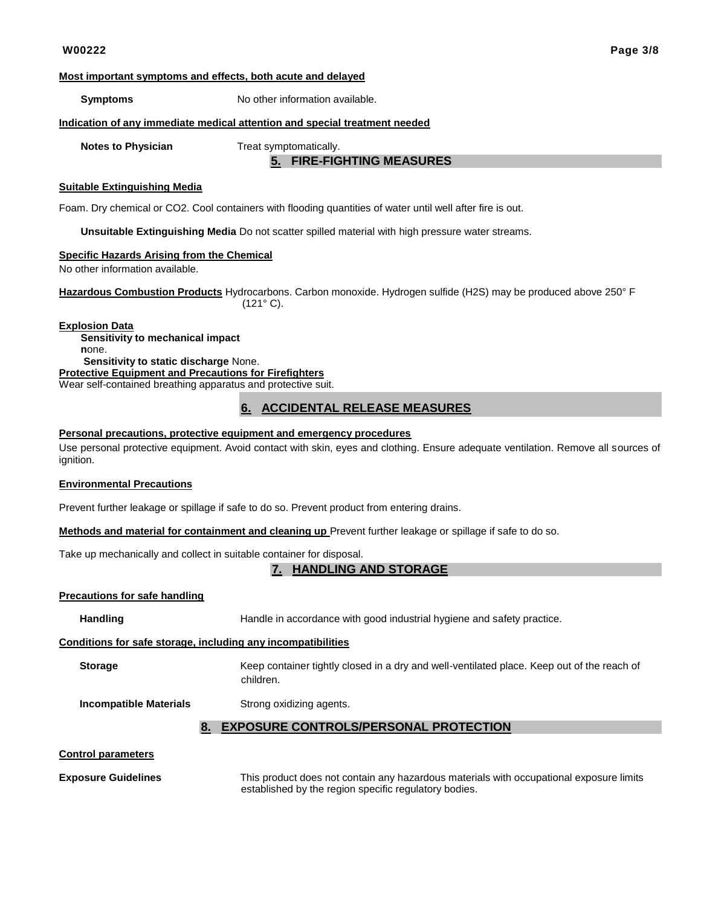**Most important symptoms and effects, both acute and delayed**

**Symptoms** No other information available.

**Indication of any immediate medical attention and special treatment needed**

**Notes to Physician** Treat symptomatically.

## 5. FIRE-FIGHTING MEASURES

**Suitable Extinguishing Media**

Foam. Dry chemical or CO2. Cool containers with flooding quantities of water until well after fire is out.

**Unsuitable Extinguishing Media** Do not scatter spilled material with high pressure water streams.

**Specific Hazards Arising from the Chemical**

No other information available.

**Hazardous Combustion Products** Hydrocarbons. Carbon monoxide. Hydrogen sulfide ($H_2S$) may be produced above 250° F (121° C).

**Explosion Data**

**Sensitivity to mechanical impact**
none.

**Sensitivity to static discharge** None.

**Protective Equipment and Precautions for Firefighters**

Wear self-contained breathing apparatus and protective suit.

## 6. ACCIDENTAL RELEASE MEASURES

**Personal precautions, protective equipment and emergency procedures**

Use personal protective equipment. Avoid contact with skin, eyes and clothing. Ensure adequate ventilation. Remove all sources of ignition.

**Environmental Precautions**

Prevent further leakage or spillage if safe to do so. Prevent product from entering drains.

**Methods and material for containment and cleaning up** Prevent further leakage or spillage if safe to do so.

Take up mechanically and collect in suitable container for disposal.

## 7. HANDLING AND STORAGE

**Precautions for safe handling**

**Handling** Handle in accordance with good industrial hygiene and safety practice.

**Conditions for safe storage, including any incompatibilities**

**Storage** Keep container tightly closed in a dry and well-ventilated place. Keep out of the reach of children.

**Incompatible Materials** Strong oxidizing agents.

## 8. EXPOSURE CONTROLS/PERSONAL PROTECTION

**Control parameters**

**Exposure Guidelines** This product does not contain any hazardous materials with occupational exposure limits established by the region specific regulatory bodies.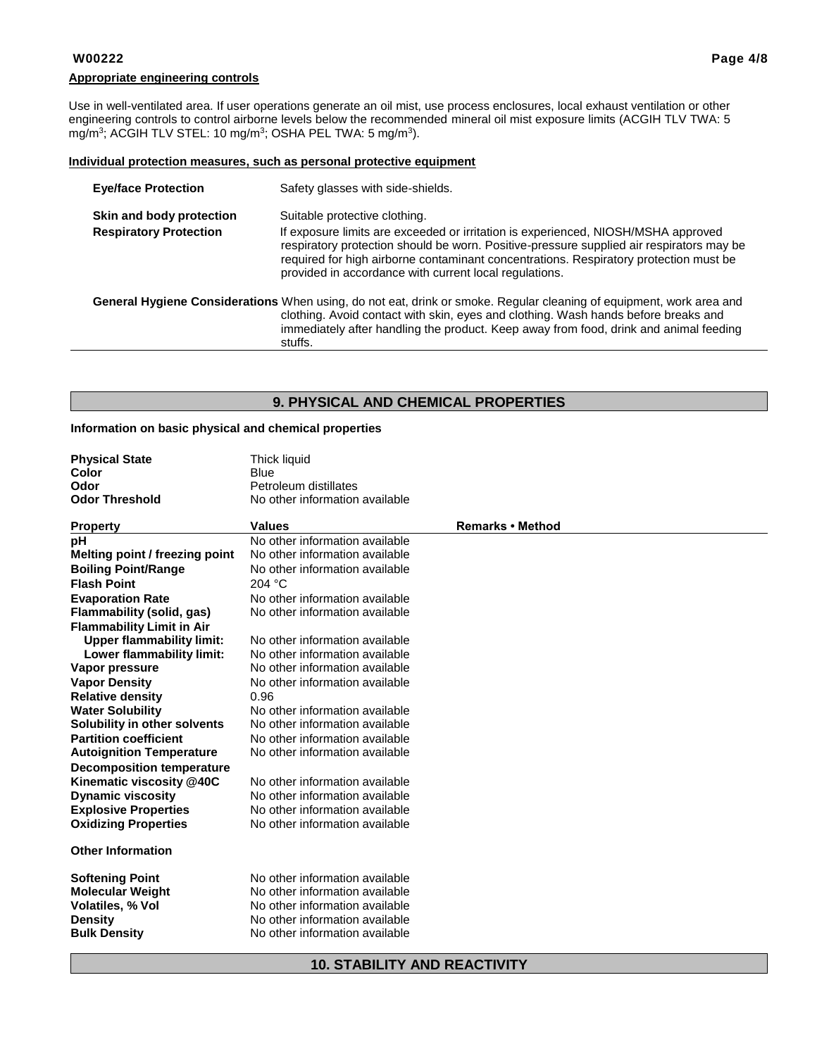**Appropriate engineering controls**

Use in well-ventilated area. If user operations generate an oil mist, use process enclosures, local exhaust ventilation or other engineering controls to control airborne levels below the recommended mineral oil mist exposure limits (ACGIH TLV TWA: 5 mg/m$^3$; ACGIH TLV STEL: 10 mg/m$^3$; OSHA PEL TWA: 5 mg/m$^3$).

**Individual protection measures, such as personal protective equipment**

**Eye/face Protection** Safety glasses with side-shields.

**Skin and body protection** Suitable protective clothing.

**Respiratory Protection** If exposure limits are exceeded or irritation is experienced, NIOSH/MSHA approved respiratory protection should be worn. Positive-pressure supplied air respirators may be required for high airborne contaminant concentrations. Respiratory protection must be provided in accordance with current local regulations.

**General Hygiene Considerations** When using, do not eat, drink or smoke. Regular cleaning of equipment, work area and clothing. Avoid contact with skin, eyes and clothing. Wash hands before breaks and immediately after handling the product. Keep away from food, drink and animal feeding stuffs.

## 9. PHYSICAL AND CHEMICAL PROPERTIES

**Information on basic physical and chemical properties**

**Physical State** Thick liquid
**Color** Blue
**Odor** Petroleum distillates
**Odor Threshold** No other information available

| Property | Values | Remarks • Method |
|---|---|---|
| **pH** | No other information available | |
| **Melting point / freezing point** | No other information available | |
| **Boiling Point/Range** | No other information available | |
| **Flash Point** | 204 °C | |
| **Evaporation Rate** | No other information available | |
| **Flammability (solid, gas)** | No other information available | |
| **Flammability Limit in Air** | | |
| **Upper flammability limit:** | No other information available | |
| **Lower flammability limit:** | No other information available | |
| **Vapor pressure** | No other information available | |
| **Vapor Density** | No other information available | |
| **Relative density** | 0.96 | |
| **Water Solubility** | No other information available | |
| **Solubility in other solvents** | No other information available | |
| **Partition coefficient** | No other information available | |
| **Autoignition Temperature** | No other information available | |
| **Decomposition temperature** | | |
| **Kinematic viscosity @40C** | No other information available | |
| **Dynamic viscosity** | No other information available | |
| **Explosive Properties** | No other information available | |
| **Oxidizing Properties** | No other information available | |

**Other Information**

| | |
|---|---|
| **Softening Point** | No other information available |
| **Molecular Weight** | No other information available |
| **Volatiles, % Vol** | No other information available |
| **Density** | No other information available |
| **Bulk Density** | No other information available |

## 10. STABILITY AND REACTIVITY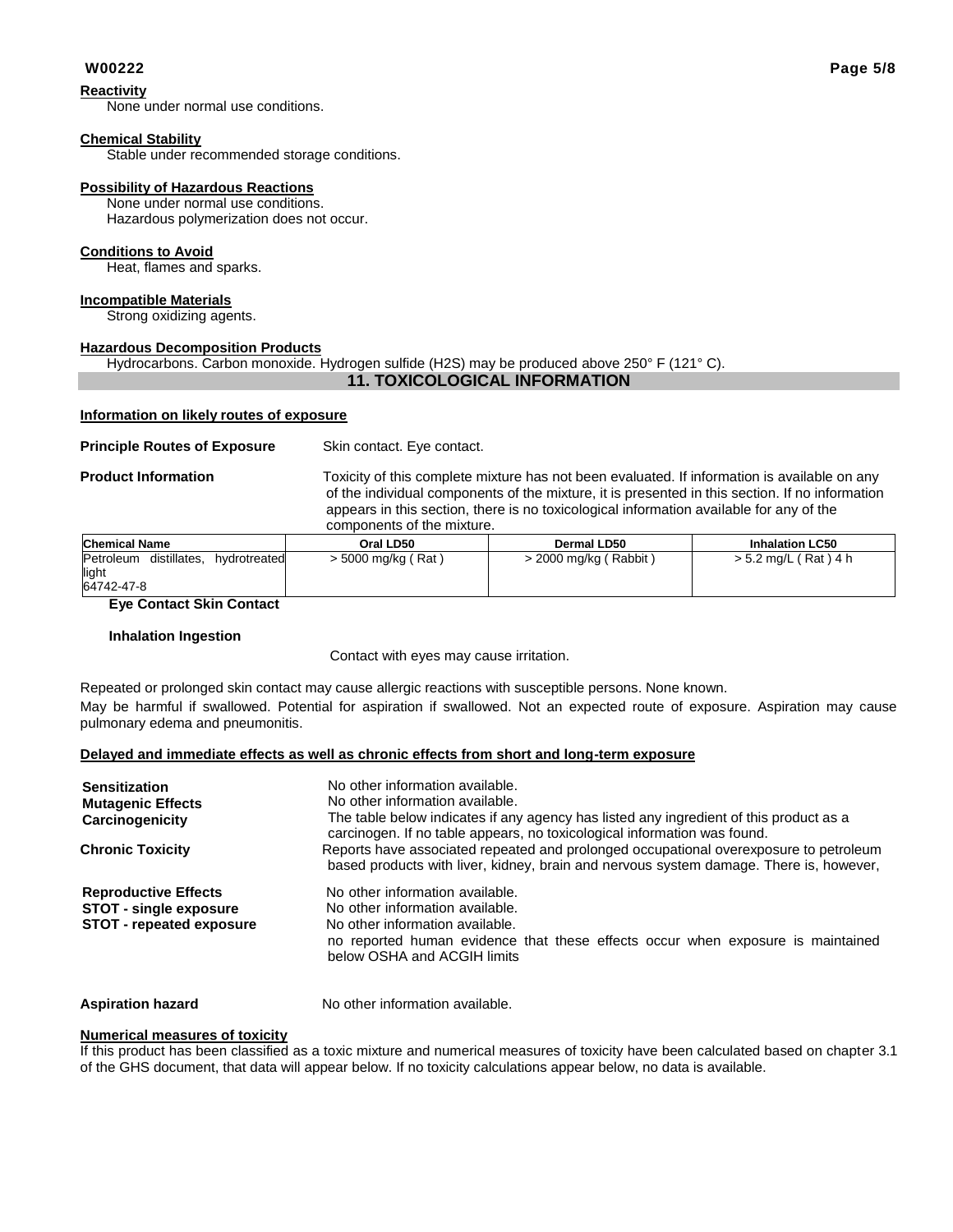**Reactivity**
None under normal use conditions.

**Chemical Stability**
Stable under recommended storage conditions.

**Possibility of Hazardous Reactions**
None under normal use conditions.
Hazardous polymerization does not occur.

**Conditions to Avoid**
Heat, flames and sparks.

**Incompatible Materials**
Strong oxidizing agents.

**Hazardous Decomposition Products**
Hydrocarbons. Carbon monoxide. Hydrogen sulfide ($H_2S$) may be produced above 250° F (121° C).

## 11. TOXICOLOGICAL INFORMATION

**Information on likely routes of exposure**

**Principle Routes of Exposure** Skin contact. Eye contact.

**Product Information** Toxicity of this complete mixture has not been evaluated. If information is available on any of the individual components of the mixture, it is presented in this section. If no information appears in this section, there is no toxicological information available for any of the components of the mixture.

| Chemical Name | Oral LD50 | Dermal LD50 | Inhalation LC50 |
|---|---|---|---|
| Petroleum distillates, hydrotreated light 64742-47-8 | > 5000 mg/kg ( Rat ) | > 2000 mg/kg ( Rabbit ) | > 5.2 mg/L ( Rat ) 4 h |

**Eye Contact Skin Contact**

**Inhalation Ingestion**

Contact with eyes may cause irritation.

Repeated or prolonged skin contact may cause allergic reactions with susceptible persons. None known.

May be harmful if swallowed. Potential for aspiration if swallowed. Not an expected route of exposure. Aspiration may cause pulmonary edema and pneumonitis.

**Delayed and immediate effects as well as chronic effects from short and long-term exposure**

**Sensitization** No other information available.
**Mutagenic Effects** No other information available.
**Carcinogenicity** The table below indicates if any agency has listed any ingredient of this product as a carcinogen. If no table appears, no toxicological information was found.
**Chronic Toxicity** Reports have associated repeated and prolonged occupational overexposure to petroleum based products with liver, kidney, brain and nervous system damage. There is, however, no reported human evidence that these effects occur when exposure is maintained below OSHA and ACGIH limits
**Reproductive Effects** No other information available.
**STOT - single exposure** No other information available.
**STOT - repeated exposure** No other information available.

**Aspiration hazard** No other information available.

**Numerical measures of toxicity**
If this product has been classified as a toxic mixture and numerical measures of toxicity have been calculated based on chapter 3.1 of the GHS document, that data will appear below. If no toxicity calculations appear below, no data is available.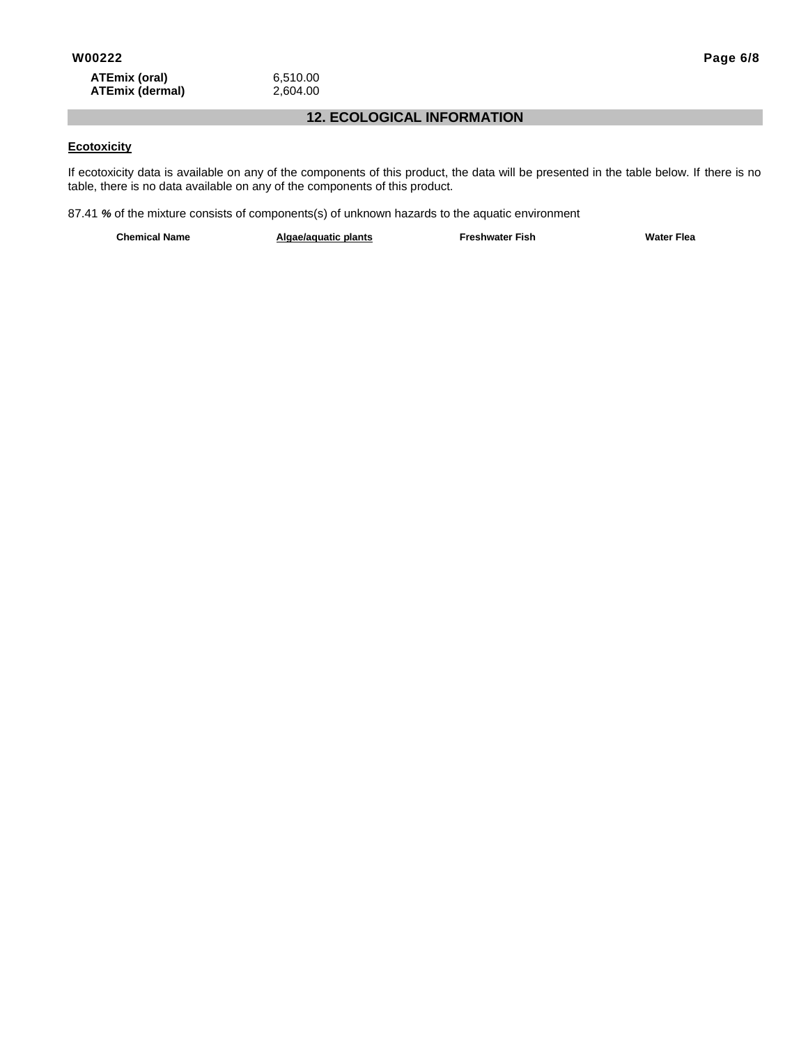| | |
|---|---|
| **ATEmix (oral)** | 6,510.00 |
| **ATEmix (dermal)** | 2,604.00 |

## 12. ECOLOGICAL INFORMATION

**Ecotoxicity**

If ecotoxicity data is available on any of the components of this product, the data will be presented in the table below. If there is no table, there is no data available on any of the components of this product.

87.41 **%** of the mixture consists of components(s) of unknown hazards to the aquatic environment

| Chemical Name | Algae/aquatic plants | Freshwater Fish | Water Flea |
|---|---|---|---|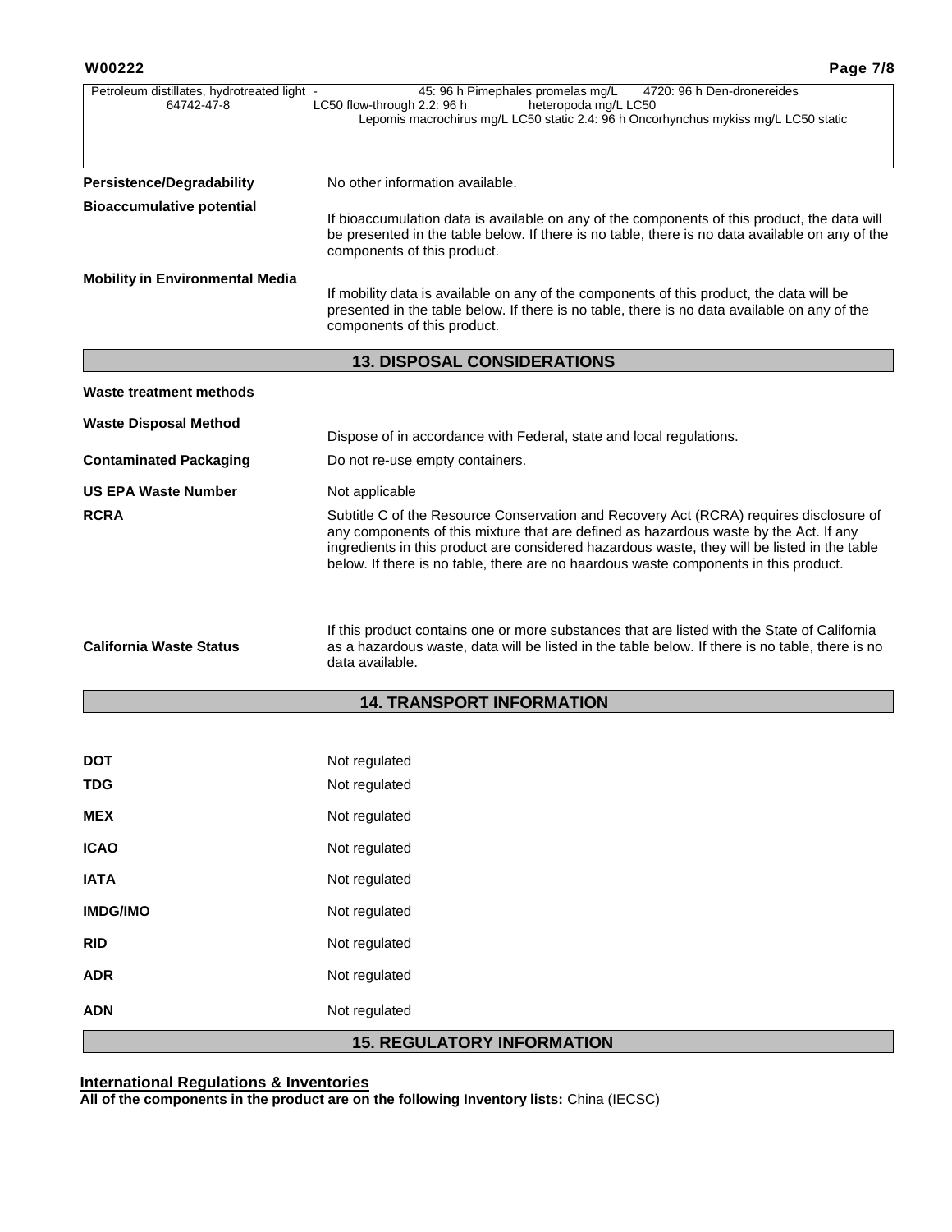| | |
|---|---|
| Petroleum distillates, hydrotreated light - 64742-47-8 | 45: 96 h Pimephales promelas mg/L LC50 flow-through 2.2: 96 h Lepomis macrochirus mg/L LC50 static 2.4: 96 h Oncorhynchus mykiss mg/L LC50 static 4720: 96 h Den-dronereides heteropoda mg/L LC50 |

**Persistence/Degradability** No other information available.

**Bioaccumulative potential** If bioaccumulation data is available on any of the components of this product, the data will be presented in the table below. If there is no table, there is no data available on any of the components of this product.

**Mobility in Environmental Media** If mobility data is available on any of the components of this product, the data will be presented in the table below. If there is no table, there is no data available on any of the components of this product.

## 13. DISPOSAL CONSIDERATIONS

**Waste treatment methods**

**Waste Disposal Method** Dispose of in accordance with Federal, state and local regulations.

**Contaminated Packaging** Do not re-use empty containers.

**US EPA Waste Number** Not applicable

**RCRA** Subtitle C of the Resource Conservation and Recovery Act (RCRA) requires disclosure of any components of this mixture that are defined as hazardous waste by the Act. If any ingredients in this product are considered hazardous waste, they will be listed in the table below. If there is no table, there are no haardous waste components in this product.

**California Waste Status** If this product contains one or more substances that are listed with the State of California as a hazardous waste, data will be listed in the table below. If there is no table, there is no data available.

## 14. TRANSPORT INFORMATION

**DOT** Not regulated

**TDG** Not regulated

**MEX** Not regulated

**ICAO** Not regulated

**IATA** Not regulated

**IMDG/IMO** Not regulated

**RID** Not regulated

**ADR** Not regulated

**ADN** Not regulated

## 15. REGULATORY INFORMATION

**International Regulations & Inventories**

**All of the components in the product are on the following Inventory lists:** China (IECSC)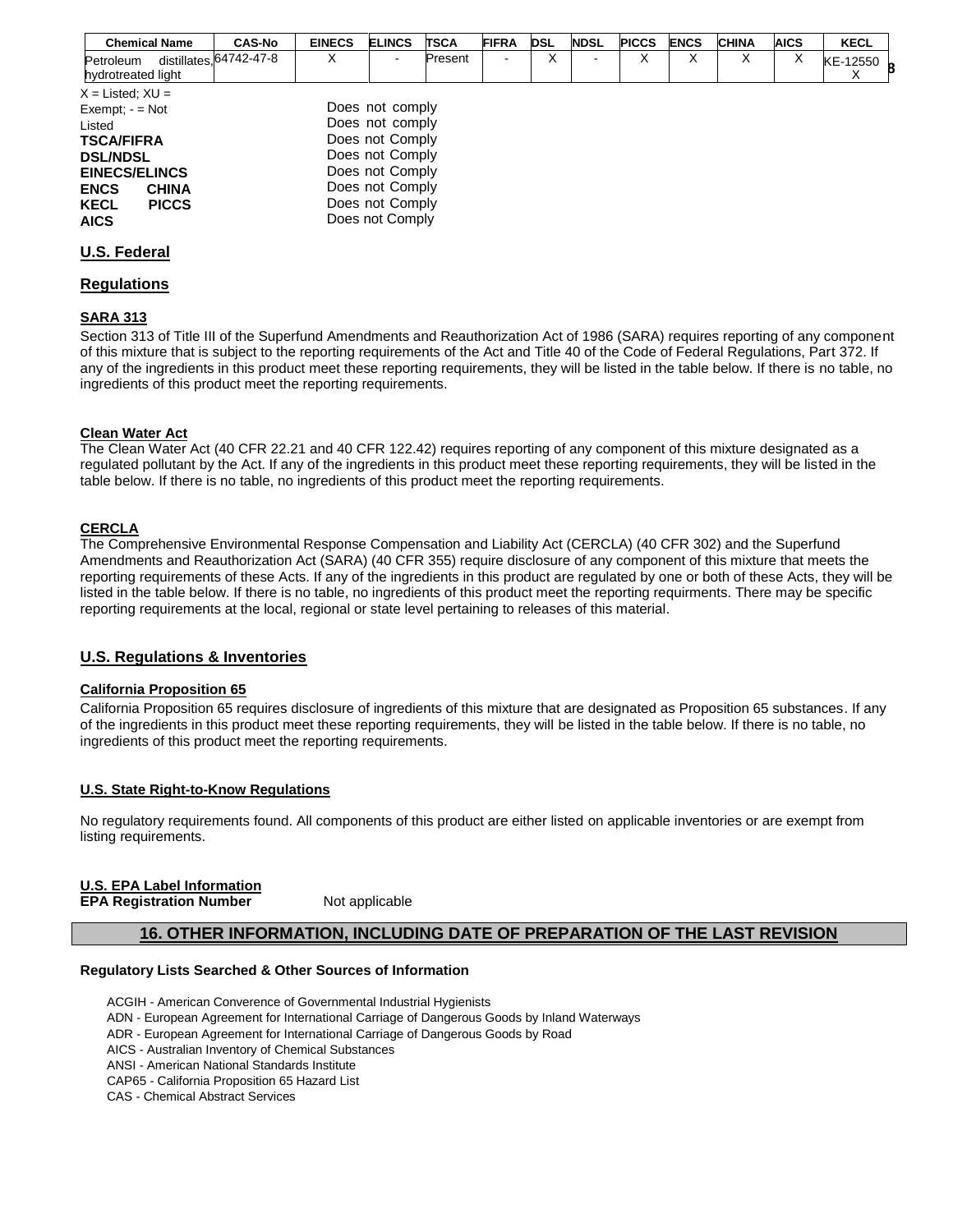| Chemical Name | CAS-No | EINECS | ELINCS | TSCA | FIFRA | DSL | NDSL | PICCS | ENCS | CHINA | AICS | KECL |
|---|---|---|---|---|---|---|---|---|---|---|---|---|
| Petroleum distillates, hydrotreated light | 64742-47-8 | X | - | Present | - | X | - | X | X | X | X | KE-12550 X |

X = Listed; XU = Exempt; - = Not Listed

| | |
|---|---|
| **TSCA/FIFRA** | Does not comply |
| **DSL/NDSL** | Does not comply |
| **EINECS/ELINCS** | Does not Comply |
| **ENCS** | Does not Comply |
| **CHINA** | Does not Comply |
| **KECL** | Does not Comply |
| **PICCS** | Does not Comply |
| **AICS** | Does not Comply |

## U.S. Federal

## Regulations

### SARA 313

Section 313 of Title III of the Superfund Amendments and Reauthorization Act of 1986 (SARA) requires reporting of any component of this mixture that is subject to the reporting requirements of the Act and Title 40 of the Code of Federal Regulations, Part 372. If any of the ingredients in this product meet these reporting requirements, they will be listed in the table below. If there is no table, no ingredients of this product meet the reporting requirements.

### Clean Water Act

The Clean Water Act (40 CFR 22.21 and 40 CFR 122.42) requires reporting of any component of this mixture designated as a regulated pollutant by the Act. If any of the ingredients in this product meet these reporting requirements, they will be listed in the table below. If there is no table, no ingredients of this product meet the reporting requirements.

### CERCLA

The Comprehensive Environmental Response Compensation and Liability Act (CERCLA) (40 CFR 302) and the Superfund Amendments and Reauthorization Act (SARA) (40 CFR 355) require disclosure of any component of this mixture that meets the reporting requirements of these Acts. If any of the ingredients in this product are regulated by one or both of these Acts, they will be listed in the table below. If there is no table, no ingredients of this product meet the reporting requirments. There may be specific reporting requirements at the local, regional or state level pertaining to releases of this material.

## U.S. Regulations & Inventories

### California Proposition 65

California Proposition 65 requires disclosure of ingredients of this mixture that are designated as Proposition 65 substances. If any of the ingredients in this product meet these reporting requirements, they will be listed in the table below. If there is no table, no ingredients of this product meet the reporting requirements.

### U.S. State Right-to-Know Regulations

No regulatory requirements found. All components of this product are either listed on applicable inventories or are exempt from listing requirements.

### U.S. EPA Label Information

**EPA Registration Number** Not applicable

## 16. OTHER INFORMATION, INCLUDING DATE OF PREPARATION OF THE LAST REVISION

**Regulatory Lists Searched & Other Sources of Information**

ACGIH - American Converence of Governmental Industrial Hygienists
ADN - European Agreement for International Carriage of Dangerous Goods by Inland Waterways
ADR - European Agreement for International Carriage of Dangerous Goods by Road
AICS - Australian Inventory of Chemical Substances
ANSI - American National Standards Institute
CAP65 - California Proposition 65 Hazard List
CAS - Chemical Abstract Services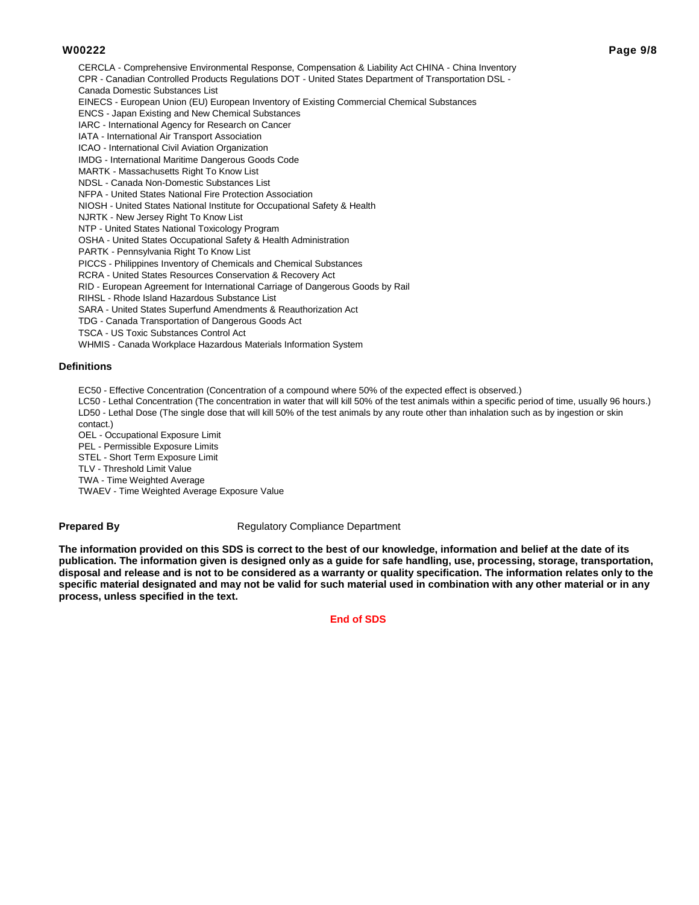CERCLA - Comprehensive Environmental Response, Compensation & Liability Act CHINA - China Inventory
CPR - Canadian Controlled Products Regulations DOT - United States Department of Transportation DSL - Canada Domestic Substances List
EINECS - European Union (EU) European Inventory of Existing Commercial Chemical Substances
ENCS - Japan Existing and New Chemical Substances
IARC - International Agency for Research on Cancer
IATA - International Air Transport Association
ICAO - International Civil Aviation Organization
IMDG - International Maritime Dangerous Goods Code
MARTK - Massachusetts Right To Know List
NDSL - Canada Non-Domestic Substances List
NFPA - United States National Fire Protection Association
NIOSH - United States National Institute for Occupational Safety & Health
NJRTK - New Jersey Right To Know List
NTP - United States National Toxicology Program
OSHA - United States Occupational Safety & Health Administration
PARTK - Pennsylvania Right To Know List
PICCS - Philippines Inventory of Chemicals and Chemical Substances
RCRA - United States Resources Conservation & Recovery Act
RID - European Agreement for International Carriage of Dangerous Goods by Rail
RIHSL - Rhode Island Hazardous Substance List
SARA - United States Superfund Amendments & Reauthorization Act
TDG - Canada Transportation of Dangerous Goods Act
TSCA - US Toxic Substances Control Act
WHMIS - Canada Workplace Hazardous Materials Information System

## Definitions

EC50 - Effective Concentration (Concentration of a compound where 50% of the expected effect is observed.)
LC50 - Lethal Concentration (The concentration in water that will kill 50% of the test animals within a specific period of time, usually 96 hours.)
LD50 - Lethal Dose (The single dose that will kill 50% of the test animals by any route other than inhalation such as by ingestion or skin contact.)
OEL - Occupational Exposure Limit
PEL - Permissible Exposure Limits
STEL - Short Term Exposure Limit
TLV - Threshold Limit Value
TWA - Time Weighted Average
TWAEV - Time Weighted Average Exposure Value

**Prepared By** Regulatory Compliance Department

**The information provided on this SDS is correct to the best of our knowledge, information and belief at the date of its publication. The information given is designed only as a guide for safe handling, use, processing, storage, transportation, disposal and release and is not to be considered as a warranty or quality specification. The information relates only to the specific material designated and may not be valid for such material used in combination with any other material or in any process, unless specified in the text.**

**End of SDS**